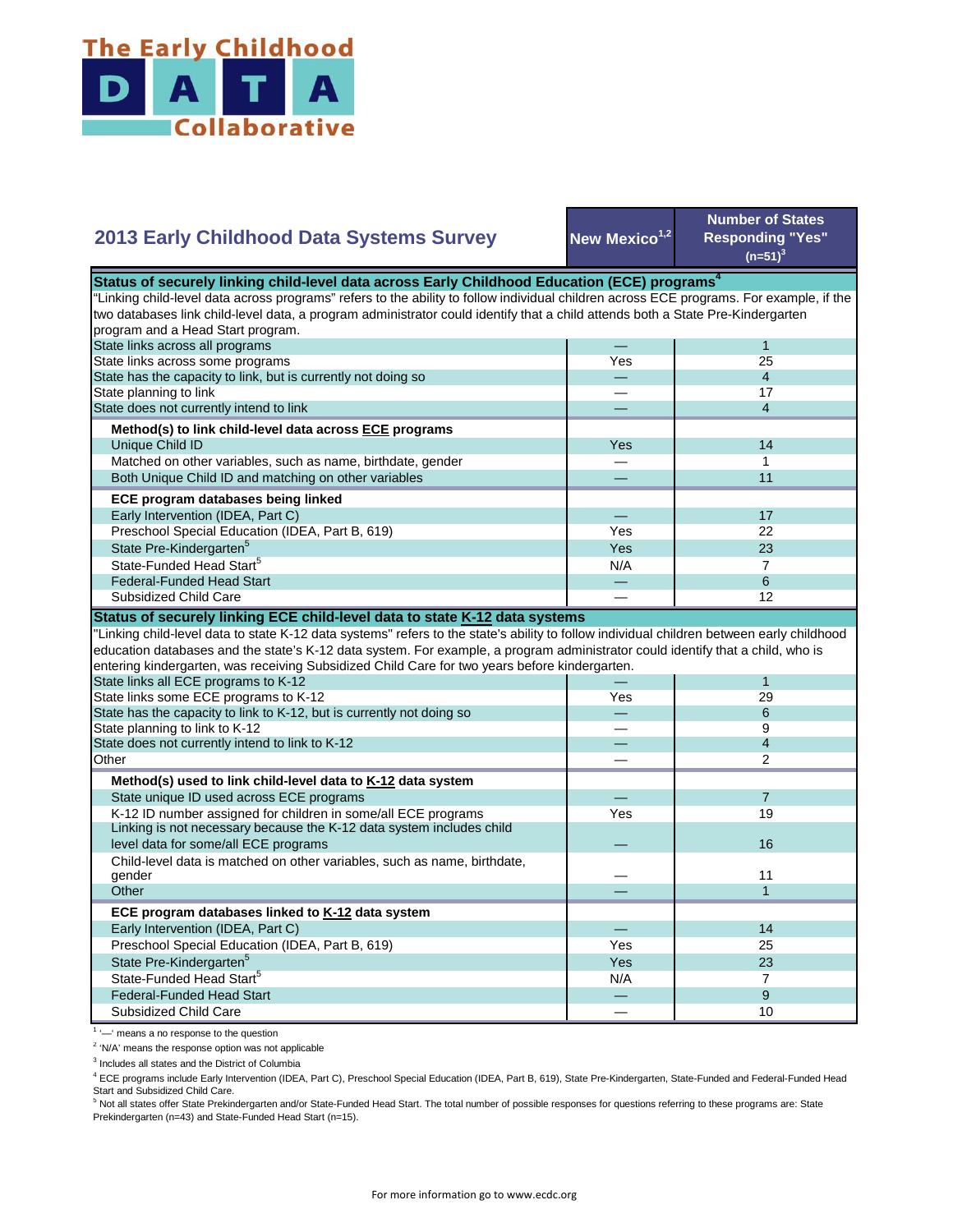# The Early Childhood DATA Collaborative

| 2013 Early Childhood Data Systems Survey | New Mexico[1,2] | Number of States Responding "Yes" (n=51)[3] |
|---|---|---|
| **Status of securely linking child-level data across Early Childhood Education (ECE) programs[4]** | | |
| "Linking child-level data across programs" refers to the ability to follow individual children across ECE programs. For example, if the two databases link child-level data, a program administrator could identify that a child attends both a State Pre-Kindergarten program and a Head Start program. | | |
| State links across all programs | — | 1 |
| State links across some programs | Yes | 25 |
| State has the capacity to link, but is currently not doing so | — | 4 |
| State planning to link | — | 17 |
| State does not currently intend to link | — | 4 |
| **Method(s) to link child-level data across ECE programs** | | |
| Unique Child ID | Yes | 14 |
| Matched on other variables, such as name, birthdate, gender | — | 1 |
| Both Unique Child ID and matching on other variables | — | 11 |
| **ECE program databases being linked** | | |
| Early Intervention (IDEA, Part C) | — | 17 |
| Preschool Special Education (IDEA, Part B, 619) | Yes | 22 |
| State Pre-Kindergarten[5] | Yes | 23 |
| State-Funded Head Start[5] | N/A | 7 |
| Federal-Funded Head Start | — | 6 |
| Subsidized Child Care | — | 12 |
| **Status of securely linking ECE child-level data to state K-12 data systems** | | |
| "Linking child-level data to state K-12 data systems" refers to the state's ability to follow individual children between early childhood education databases and the state's K-12 data system. For example, a program administrator could identify that a child, who is entering kindergarten, was receiving Subsidized Child Care for two years before kindergarten. | | |
| State links all ECE programs to K-12 | — | 1 |
| State links some ECE programs to K-12 | Yes | 29 |
| State has the capacity to link to K-12, but is currently not doing so | — | 6 |
| State planning to link to K-12 | — | 9 |
| State does not currently intend to link to K-12 | — | 4 |
| Other | — | 2 |
| **Method(s) used to link child-level data to K-12 data system** | | |
| State unique ID used across ECE programs | — | 7 |
| K-12 ID number assigned for children in some/all ECE programs | Yes | 19 |
| Linking is not necessary because the K-12 data system includes child level data for some/all ECE programs | — | 16 |
| Child-level data is matched on other variables, such as name, birthdate, gender | — | 11 |
| Other | — | 1 |
| **ECE program databases linked to K-12 data system** | | |
| Early Intervention (IDEA, Part C) | — | 14 |
| Preschool Special Education (IDEA, Part B, 619) | Yes | 25 |
| State Pre-Kindergarten[5] | Yes | 23 |
| State-Funded Head Start[5] | N/A | 7 |
| Federal-Funded Head Start | — | 9 |
| Subsidized Child Care | — | 10 |

[1] '—' means a no response to the question

[2] 'N/A' means the response option was not applicable

[3] Includes all states and the District of Columbia

[4] ECE programs include Early Intervention (IDEA, Part C), Preschool Special Education (IDEA, Part B, 619), State Pre-Kindergarten, State-Funded and Federal-Funded Head Start and Subsidized Child Care.

[5] Not all states offer State Prekindergarten and/or State-Funded Head Start. The total number of possible responses for questions referring to these programs are: State Prekindergarten (n=43) and State-Funded Head Start (n=15).

For more information go to www.ecdc.org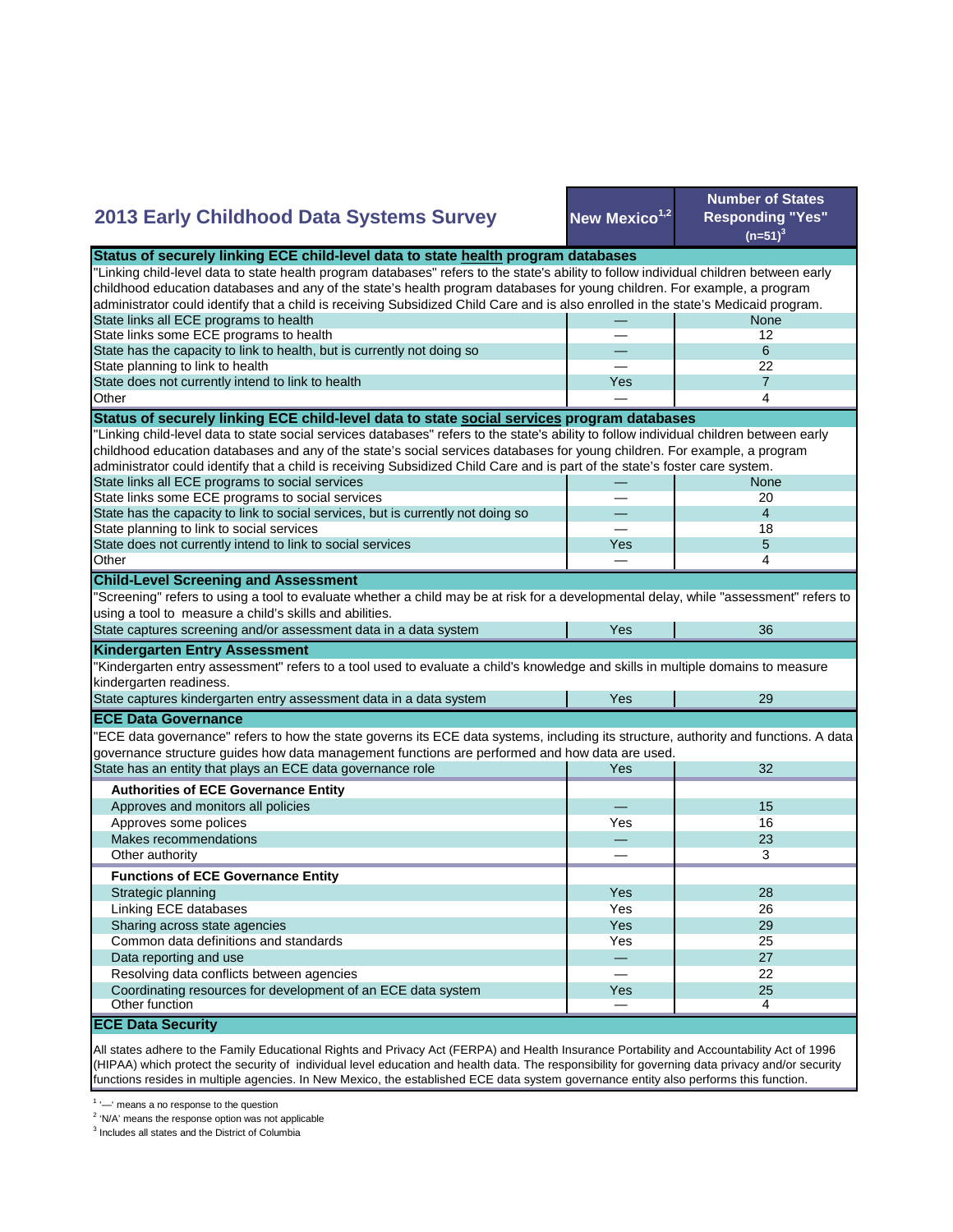| 2013 Early Childhood Data Systems Survey | New Mexico[1,2] | Number of States Responding "Yes" (n=51)[3] |
|---|---|---|
| **Status of securely linking ECE child-level data to state health program databases** | | |
| "Linking child-level data to state health program databases" refers to the state's ability to follow individual children between early childhood education databases and any of the state's health program databases for young children. For example, a program administrator could identify that a child is receiving Subsidized Child Care and is also enrolled in the state's Medicaid program. | | |
| State links all ECE programs to health | — | None |
| State links some ECE programs to health | — | 12 |
| State has the capacity to link to health, but is currently not doing so | — | 6 |
| State planning to link to health | — | 22 |
| State does not currently intend to link to health | Yes | 7 |
| Other | — | 4 |
| **Status of securely linking ECE child-level data to state social services program databases** | | |
| "Linking child-level data to state social services databases" refers to the state's ability to follow individual children between early childhood education databases and any of the state's social services databases for young children. For example, a program administrator could identify that a child is receiving Subsidized Child Care and is part of the state's foster care system. | | |
| State links all ECE programs to social services | — | None |
| State links some ECE programs to social services | — | 20 |
| State has the capacity to link to social services, but is currently not doing so | — | 4 |
| State planning to link to social services | — | 18 |
| State does not currently intend to link to social services | Yes | 5 |
| Other | — | 4 |
| **Child-Level Screening and Assessment** | | |
| "Screening" refers to using a tool to evaluate whether a child may be at risk for a developmental delay, while "assessment" refers to using a tool to measure a child's skills and abilities. | | |
| State captures screening and/or assessment data in a data system | Yes | 36 |
| **Kindergarten Entry Assessment** | | |
| "Kindergarten entry assessment" refers to a tool used to evaluate a child's knowledge and skills in multiple domains to measure kindergarten readiness. | | |
| State captures kindergarten entry assessment data in a data system | Yes | 29 |
| **ECE Data Governance** | | |
| "ECE data governance" refers to how the state governs its ECE data systems, including its structure, authority and functions. A data governance structure guides how data management functions are performed and how data are used. | | |
| State has an entity that plays an ECE data governance role | Yes | 32 |
| **Authorities of ECE Governance Entity** | | |
| Approves and monitors all policies | — | 15 |
| Approves some polices | Yes | 16 |
| Makes recommendations | — | 23 |
| Other authority | — | 3 |
| **Functions of ECE Governance Entity** | | |
| Strategic planning | Yes | 28 |
| Linking ECE databases | Yes | 26 |
| Sharing across state agencies | Yes | 29 |
| Common data definitions and standards | Yes | 25 |
| Data reporting and use | — | 27 |
| Resolving data conflicts between agencies | — | 22 |
| Coordinating resources for development of an ECE data system | Yes | 25 |
| Other function | — | 4 |
| **ECE Data Security** | | |
| All states adhere to the Family Educational Rights and Privacy Act (FERPA) and Health Insurance Portability and Accountability Act of 1996 (HIPAA) which protect the security of individual level education and health data. The responsibility for governing data privacy and/or security functions resides in multiple agencies. In New Mexico, the established ECE data system governance entity also performs this function. | | |

[1] '—' means a no response to the question

[2] 'N/A' means the response option was not applicable

[3] Includes all states and the District of Columbia